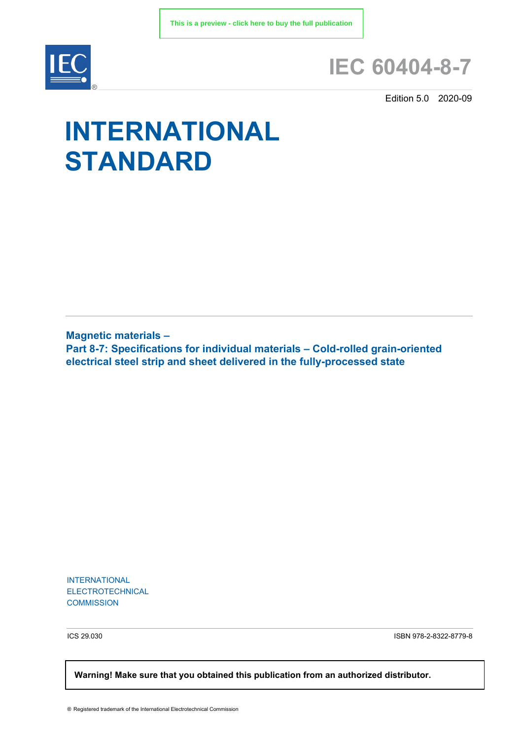This is a preview - click here to buy the full publication

# IEC 60404-8-7

Edition 5.0 2020-09

# INTERNATIONAL STANDARD

**Magnetic materials –**
**Part 8-7: Specifications for individual materials – Cold-rolled grain-oriented electrical steel strip and sheet delivered in the fully-processed state**

INTERNATIONAL
ELECTROTECHNICAL
COMMISSION

ICS 29.030

ISBN 978-2-8322-8779-8

**Warning! Make sure that you obtained this publication from an authorized distributor.**

® Registered trademark of the International Electrotechnical Commission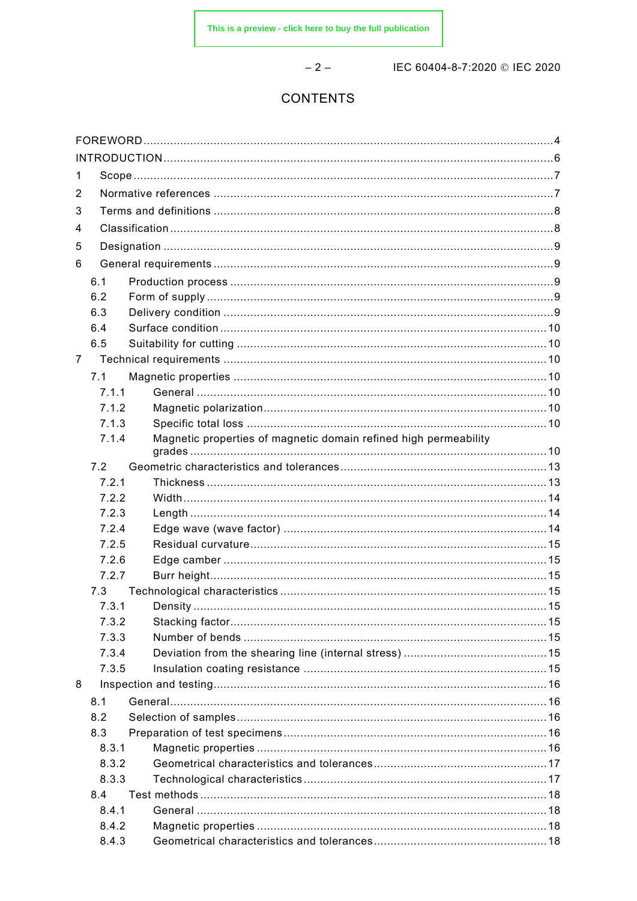# CONTENTS

FOREWORD .......... 4

INTRODUCTION .......... 6

1 Scope .......... 7

2 Normative references .......... 7

3 Terms and definitions .......... 8

4 Classification .......... 8

5 Designation .......... 9

6 General requirements .......... 9

- 6.1 Production process .......... 9
- 6.2 Form of supply .......... 9
- 6.3 Delivery condition .......... 9
- 6.4 Surface condition .......... 10
- 6.5 Suitability for cutting .......... 10

7 Technical requirements .......... 10

- 7.1 Magnetic properties .......... 10
  - 7.1.1 General .......... 10
  - 7.1.2 Magnetic polarization .......... 10
  - 7.1.3 Specific total loss .......... 10
  - 7.1.4 Magnetic properties of magnetic domain refined high permeability grades .......... 10
- 7.2 Geometric characteristics and tolerances .......... 13
  - 7.2.1 Thickness .......... 13
  - 7.2.2 Width .......... 14
  - 7.2.3 Length .......... 14
  - 7.2.4 Edge wave (wave factor) .......... 14
  - 7.2.5 Residual curvature .......... 15
  - 7.2.6 Edge camber .......... 15
  - 7.2.7 Burr height .......... 15
- 7.3 Technological characteristics .......... 15
  - 7.3.1 Density .......... 15
  - 7.3.2 Stacking factor .......... 15
  - 7.3.3 Number of bends .......... 15
  - 7.3.4 Deviation from the shearing line (internal stress) .......... 15
  - 7.3.5 Insulation coating resistance .......... 15

8 Inspection and testing .......... 16

- 8.1 General .......... 16
- 8.2 Selection of samples .......... 16
- 8.3 Preparation of test specimens .......... 16
  - 8.3.1 Magnetic properties .......... 16
  - 8.3.2 Geometrical characteristics and tolerances .......... 17
  - 8.3.3 Technological characteristics .......... 17
- 8.4 Test methods .......... 18
  - 8.4.1 General .......... 18
  - 8.4.2 Magnetic properties .......... 18
  - 8.4.3 Geometrical characteristics and tolerances .......... 18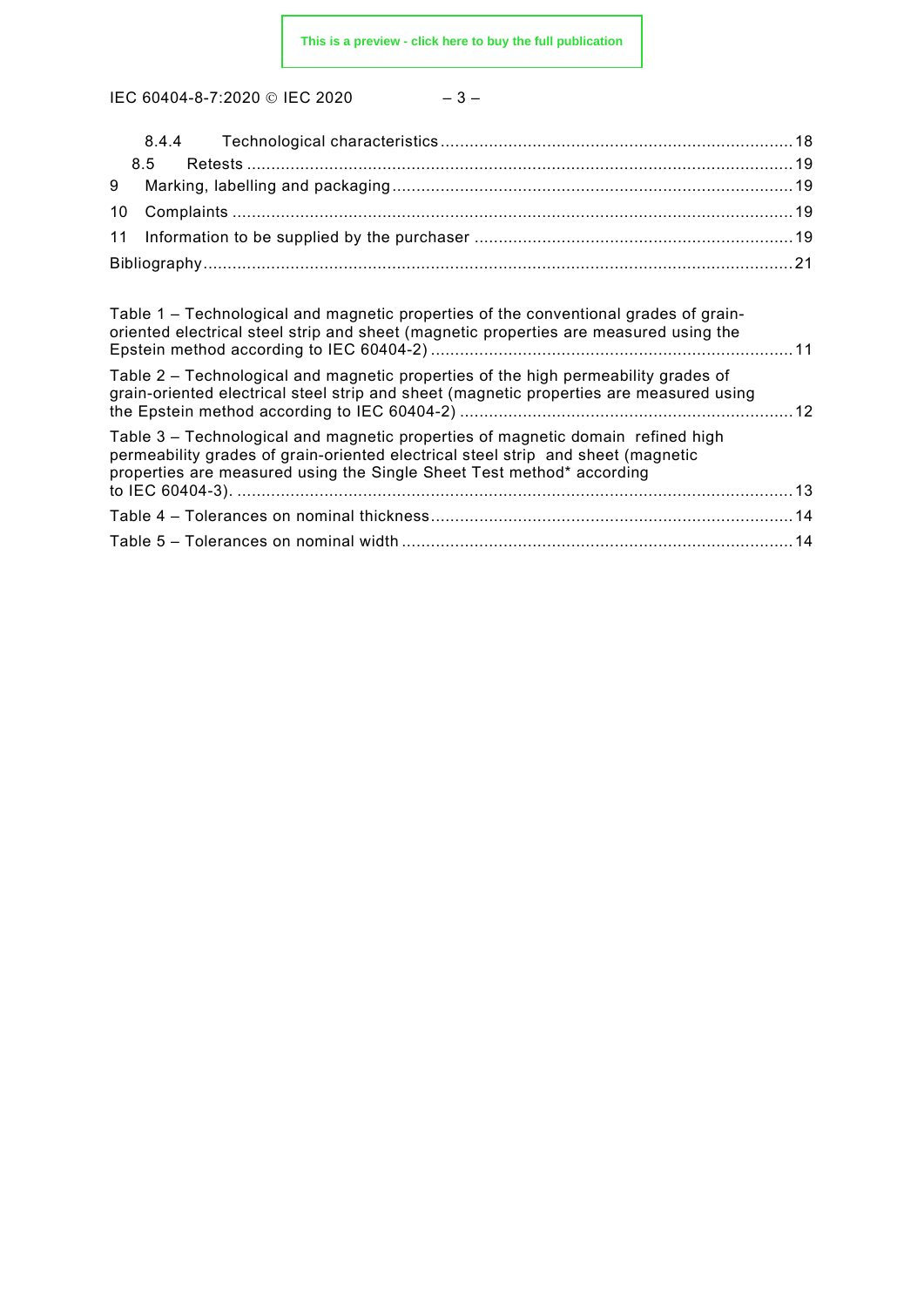8.4.4 Technological characteristics ........................................................................ 18
8.5 Retests ................................................................................................................ 19
9 Marking, labelling and packaging .................................................................................. 19
10 Complaints ................................................................................................................... 19
11 Information to be supplied by the purchaser ................................................................. 19
Bibliography ........................................................................................................................ 21

Table 1 – Technological and magnetic properties of the conventional grades of grain-oriented electrical steel strip and sheet (magnetic properties are measured using the Epstein method according to IEC 60404-2) .......................................................................... 11

Table 2 – Technological and magnetic properties of the high permeability grades of grain-oriented electrical steel strip and sheet (magnetic properties are measured using the Epstein method according to IEC 60404-2) .................................................................... 12

Table 3 – Technological and magnetic properties of magnetic domain refined high permeability grades of grain-oriented electrical steel strip and sheet (magnetic properties are measured using the Single Sheet Test method* according to IEC 60404-3). ................................................................................................................. 13

Table 4 – Tolerances on nominal thickness .......................................................................... 14

Table 5 – Tolerances on nominal width ................................................................................ 14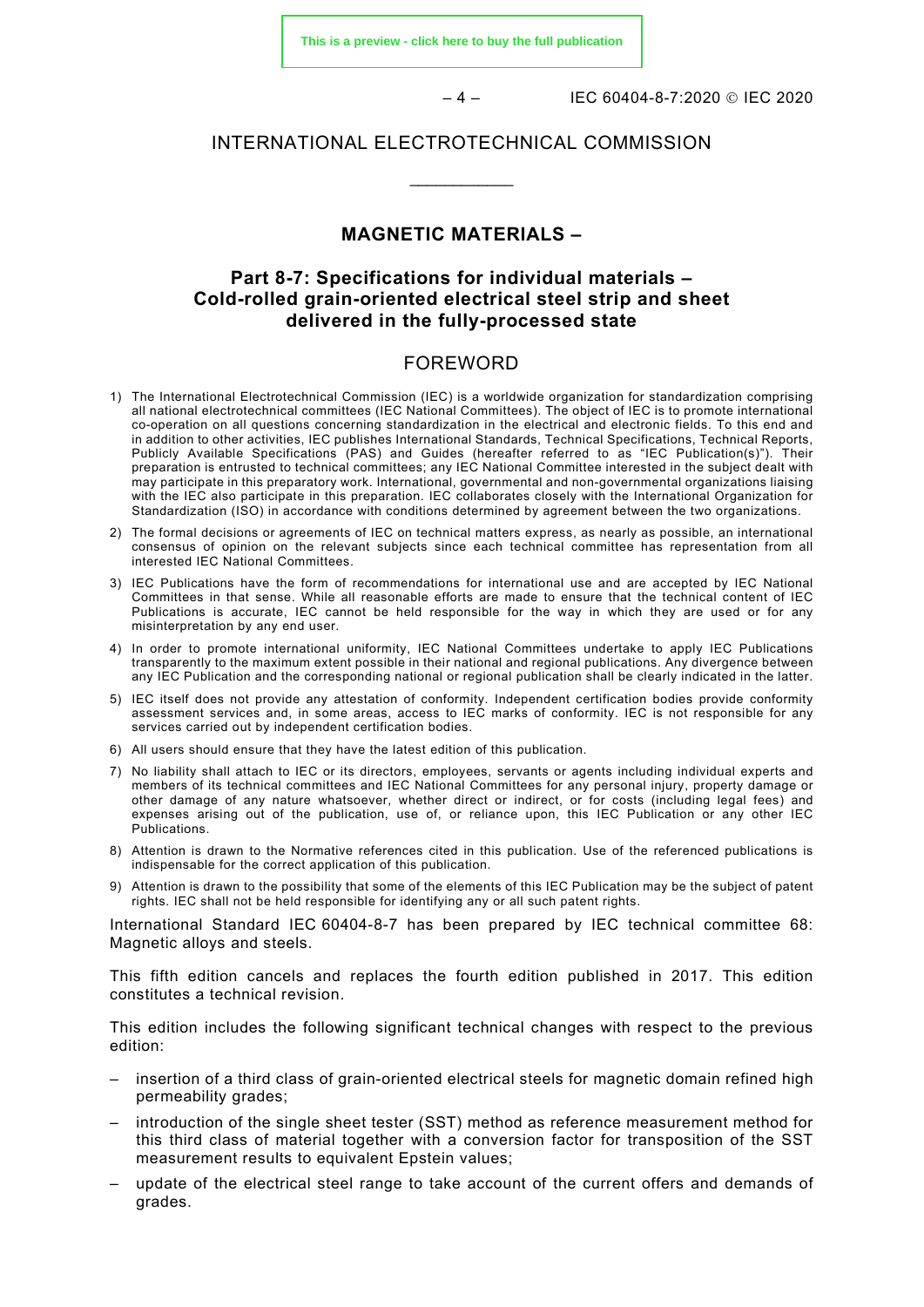INTERNATIONAL ELECTROTECHNICAL COMMISSION

\_\_\_\_\_\_\_\_\_\_\_\_

**MAGNETIC MATERIALS –**

**Part 8-7: Specifications for individual materials – Cold-rolled grain-oriented electrical steel strip and sheet delivered in the fully-processed state**

FOREWORD

1) The International Electrotechnical Commission (IEC) is a worldwide organization for standardization comprising all national electrotechnical committees (IEC National Committees). The object of IEC is to promote international co-operation on all questions concerning standardization in the electrical and electronic fields. To this end and in addition to other activities, IEC publishes International Standards, Technical Specifications, Technical Reports, Publicly Available Specifications (PAS) and Guides (hereafter referred to as "IEC Publication(s)"). Their preparation is entrusted to technical committees; any IEC National Committee interested in the subject dealt with may participate in this preparatory work. International, governmental and non-governmental organizations liaising with the IEC also participate in this preparation. IEC collaborates closely with the International Organization for Standardization (ISO) in accordance with conditions determined by agreement between the two organizations.
2) The formal decisions or agreements of IEC on technical matters express, as nearly as possible, an international consensus of opinion on the relevant subjects since each technical committee has representation from all interested IEC National Committees.
3) IEC Publications have the form of recommendations for international use and are accepted by IEC National Committees in that sense. While all reasonable efforts are made to ensure that the technical content of IEC Publications is accurate, IEC cannot be held responsible for the way in which they are used or for any misinterpretation by any end user.
4) In order to promote international uniformity, IEC National Committees undertake to apply IEC Publications transparently to the maximum extent possible in their national and regional publications. Any divergence between any IEC Publication and the corresponding national or regional publication shall be clearly indicated in the latter.
5) IEC itself does not provide any attestation of conformity. Independent certification bodies provide conformity assessment services and, in some areas, access to IEC marks of conformity. IEC is not responsible for any services carried out by independent certification bodies.
6) All users should ensure that they have the latest edition of this publication.
7) No liability shall attach to IEC or its directors, employees, servants or agents including individual experts and members of its technical committees and IEC National Committees for any personal injury, property damage or other damage of any nature whatsoever, whether direct or indirect, or for costs (including legal fees) and expenses arising out of the publication, use of, or reliance upon, this IEC Publication or any other IEC Publications.
8) Attention is drawn to the Normative references cited in this publication. Use of the referenced publications is indispensable for the correct application of this publication.
9) Attention is drawn to the possibility that some of the elements of this IEC Publication may be the subject of patent rights. IEC shall not be held responsible for identifying any or all such patent rights.

International Standard IEC 60404-8-7 has been prepared by IEC technical committee 68: Magnetic alloys and steels.

This fifth edition cancels and replaces the fourth edition published in 2017. This edition constitutes a technical revision.

This edition includes the following significant technical changes with respect to the previous edition:

- insertion of a third class of grain-oriented electrical steels for magnetic domain refined high permeability grades;
- introduction of the single sheet tester (SST) method as reference measurement method for this third class of material together with a conversion factor for transposition of the SST measurement results to equivalent Epstein values;
- update of the electrical steel range to take account of the current offers and demands of grades.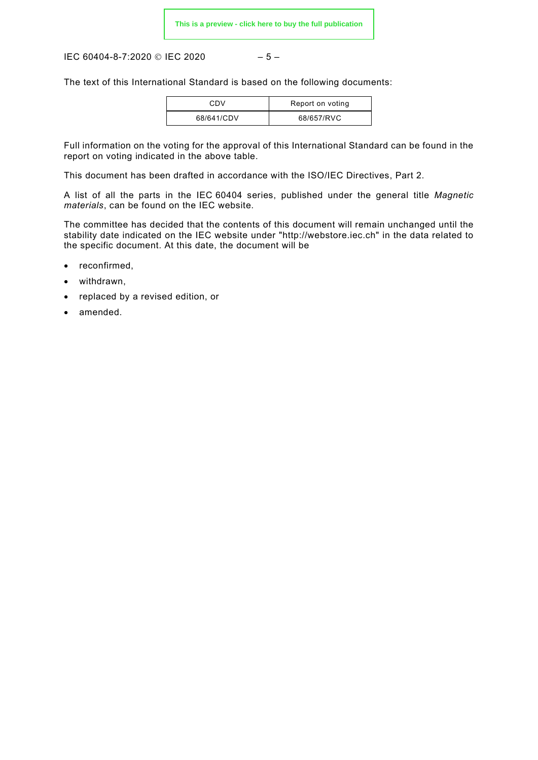The text of this International Standard is based on the following documents:

| CDV | Report on voting |
| --- | --- |
| 68/641/CDV | 68/657/RVC |

Full information on the voting for the approval of this International Standard can be found in the report on voting indicated in the above table.

This document has been drafted in accordance with the ISO/IEC Directives, Part 2.

A list of all the parts in the IEC 60404 series, published under the general title *Magnetic materials*, can be found on the IEC website.

The committee has decided that the contents of this document will remain unchanged until the stability date indicated on the IEC website under "http://webstore.iec.ch" in the data related to the specific document. At this date, the document will be

- reconfirmed,
- withdrawn,
- replaced by a revised edition, or
- amended.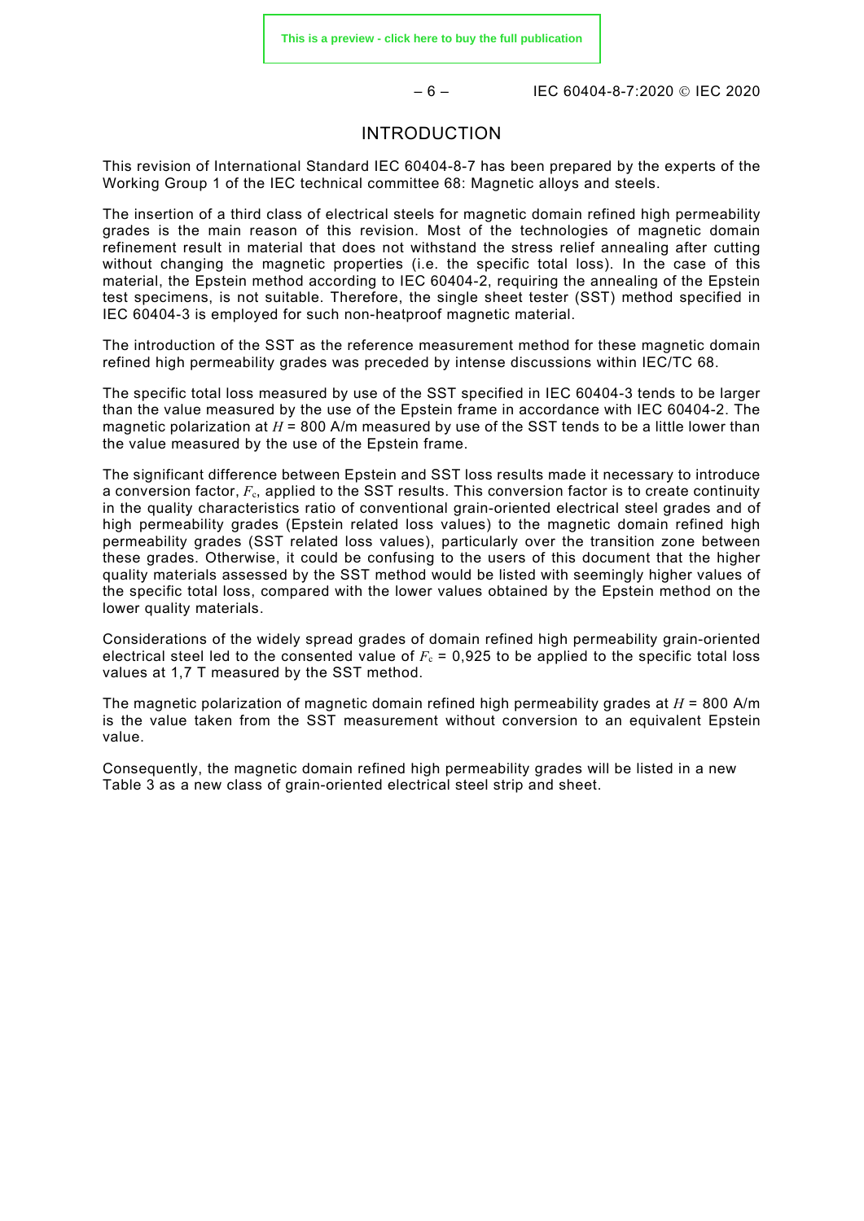# INTRODUCTION

This revision of International Standard IEC 60404-8-7 has been prepared by the experts of the Working Group 1 of the IEC technical committee 68: Magnetic alloys and steels.

The insertion of a third class of electrical steels for magnetic domain refined high permeability grades is the main reason of this revision. Most of the technologies of magnetic domain refinement result in material that does not withstand the stress relief annealing after cutting without changing the magnetic properties (i.e. the specific total loss). In the case of this material, the Epstein method according to IEC 60404-2, requiring the annealing of the Epstein test specimens, is not suitable. Therefore, the single sheet tester (SST) method specified in IEC 60404-3 is employed for such non-heatproof magnetic material.

The introduction of the SST as the reference measurement method for these magnetic domain refined high permeability grades was preceded by intense discussions within IEC/TC 68.

The specific total loss measured by use of the SST specified in IEC 60404-3 tends to be larger than the value measured by the use of the Epstein frame in accordance with IEC 60404-2. The magnetic polarization at $H$ = 800 A/m measured by use of the SST tends to be a little lower than the value measured by the use of the Epstein frame.

The significant difference between Epstein and SST loss results made it necessary to introduce a conversion factor, $F_c$, applied to the SST results. This conversion factor is to create continuity in the quality characteristics ratio of conventional grain-oriented electrical steel grades and of high permeability grades (Epstein related loss values) to the magnetic domain refined high permeability grades (SST related loss values), particularly over the transition zone between these grades. Otherwise, it could be confusing to the users of this document that the higher quality materials assessed by the SST method would be listed with seemingly higher values of the specific total loss, compared with the lower values obtained by the Epstein method on the lower quality materials.

Considerations of the widely spread grades of domain refined high permeability grain-oriented electrical steel led to the consented value of $F_c$ = 0,925 to be applied to the specific total loss values at 1,7 T measured by the SST method.

The magnetic polarization of magnetic domain refined high permeability grades at $H$ = 800 A/m is the value taken from the SST measurement without conversion to an equivalent Epstein value.

Consequently, the magnetic domain refined high permeability grades will be listed in a new Table 3 as a new class of grain-oriented electrical steel strip and sheet.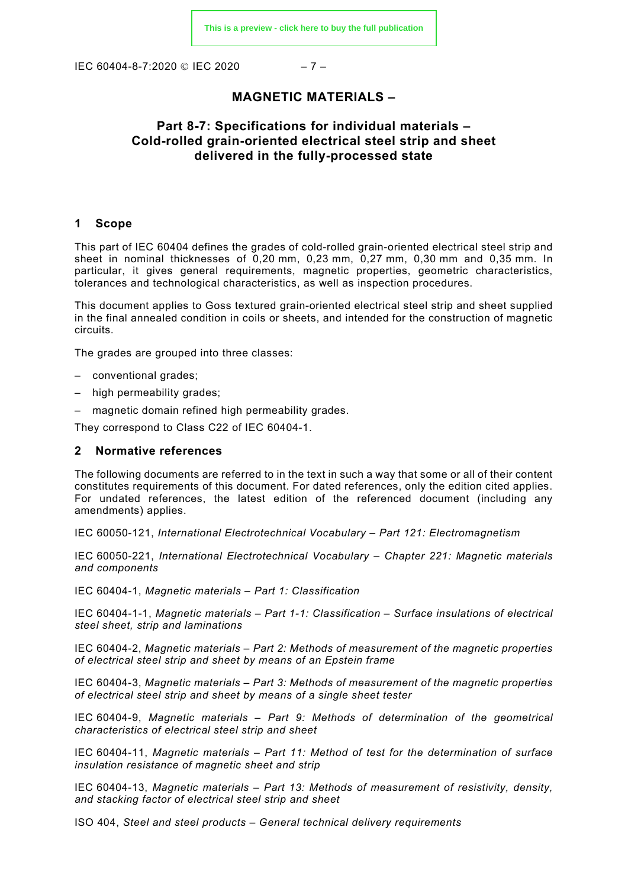# MAGNETIC MATERIALS –

## Part 8-7: Specifications for individual materials – Cold-rolled grain-oriented electrical steel strip and sheet delivered in the fully-processed state

## 1 Scope

This part of IEC 60404 defines the grades of cold-rolled grain-oriented electrical steel strip and sheet in nominal thicknesses of 0,20 mm, 0,23 mm, 0,27 mm, 0,30 mm and 0,35 mm. In particular, it gives general requirements, magnetic properties, geometric characteristics, tolerances and technological characteristics, as well as inspection procedures.

This document applies to Goss textured grain-oriented electrical steel strip and sheet supplied in the final annealed condition in coils or sheets, and intended for the construction of magnetic circuits.

The grades are grouped into three classes:

- conventional grades;
- high permeability grades;
- magnetic domain refined high permeability grades.

They correspond to Class C22 of IEC 60404-1.

## 2 Normative references

The following documents are referred to in the text in such a way that some or all of their content constitutes requirements of this document. For dated references, only the edition cited applies. For undated references, the latest edition of the referenced document (including any amendments) applies.

IEC 60050-121, *International Electrotechnical Vocabulary – Part 121: Electromagnetism*

IEC 60050-221, *International Electrotechnical Vocabulary – Chapter 221: Magnetic materials and components*

IEC 60404-1, *Magnetic materials – Part 1: Classification*

IEC 60404-1-1, *Magnetic materials – Part 1-1: Classification – Surface insulations of electrical steel sheet, strip and laminations*

IEC 60404-2, *Magnetic materials – Part 2: Methods of measurement of the magnetic properties of electrical steel strip and sheet by means of an Epstein frame*

IEC 60404-3, *Magnetic materials – Part 3: Methods of measurement of the magnetic properties of electrical steel strip and sheet by means of a single sheet tester*

IEC 60404-9, *Magnetic materials – Part 9: Methods of determination of the geometrical characteristics of electrical steel strip and sheet*

IEC 60404-11, *Magnetic materials – Part 11: Method of test for the determination of surface insulation resistance of magnetic sheet and strip*

IEC 60404-13, *Magnetic materials – Part 13: Methods of measurement of resistivity, density, and stacking factor of electrical steel strip and sheet*

ISO 404, *Steel and steel products – General technical delivery requirements*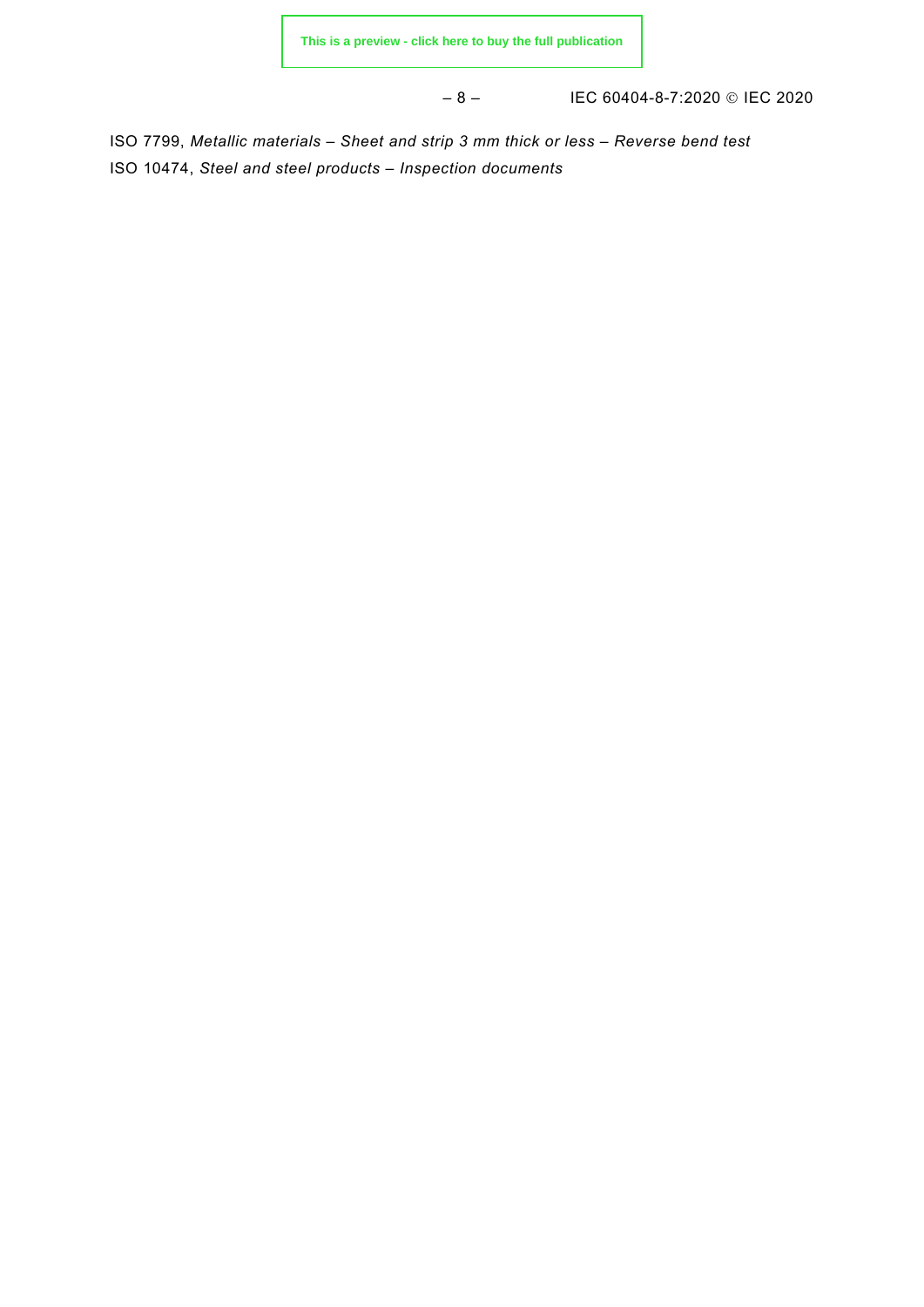ISO 7799, *Metallic materials – Sheet and strip 3 mm thick or less – Reverse bend test*

ISO 10474, *Steel and steel products – Inspection documents*